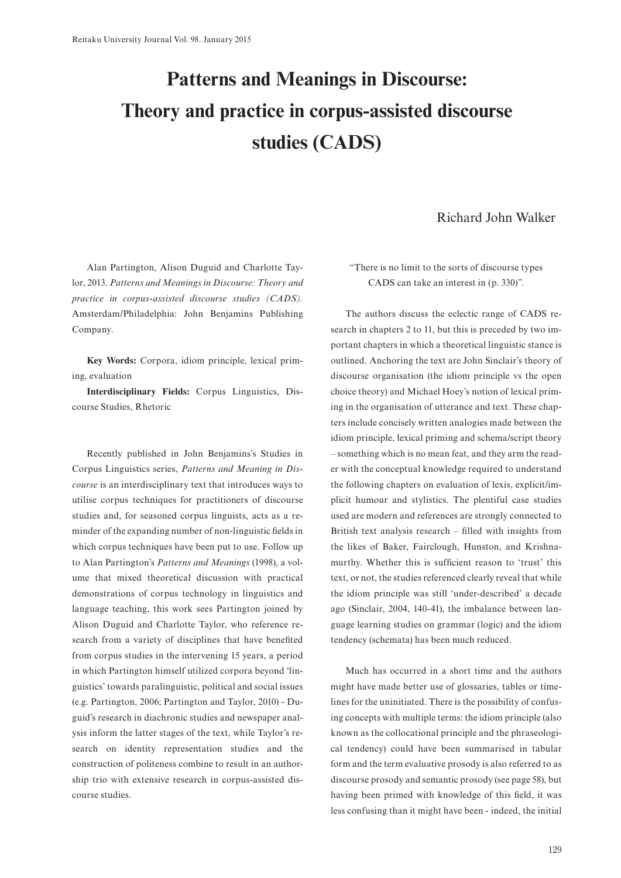# Patterns and Meanings in Discourse: Theory and practice in corpus-assisted discourse studies (CADS)

Richard John Walker

Alan Partington, Alison Duguid and Charlotte Taylor, 2013. *Patterns and Meanings in Discourse: Theory and practice in corpus-assisted discourse studies (CADS).* Amsterdam/Philadelphia: John Benjamins Publishing Company.

**Key Words:** Corpora, idiom principle, lexical priming, evaluation

**Interdisciplinary Fields:** Corpus Linguistics, Discourse Studies, Rhetoric

Recently published in John Benjamins's Studies in Corpus Linguistics series, *Patterns and Meaning in Discourse* is an interdisciplinary text that introduces ways to utilise corpus techniques for practitioners of discourse studies and, for seasoned corpus linguists, acts as a reminder of the expanding number of non-linguistic fields in which corpus techniques have been put to use. Follow up to Alan Partington's *Patterns and Meanings* (1998), a volume that mixed theoretical discussion with practical demonstrations of corpus technology in linguistics and language teaching, this work sees Partington joined by Alison Duguid and Charlotte Taylor, who reference research from a variety of disciplines that have benefited from corpus studies in the intervening 15 years, a period in which Partington himself utilized corpora beyond 'linguistics' towards paralinguistic, political and social issues (e.g. Partington, 2006; Partington and Taylor, 2010) - Duguid's research in diachronic studies and newspaper analysis inform the latter stages of the text, while Taylor's research on identity representation studies and the construction of politeness combine to result in an authorship trio with extensive research in corpus-assisted discourse studies.

"There is no limit to the sorts of discourse types CADS can take an interest in (p. 330)".

The authors discuss the eclectic range of CADS research in chapters 2 to 11, but this is preceded by two important chapters in which a theoretical linguistic stance is outlined. Anchoring the text are John Sinclair's theory of discourse organisation (the idiom principle vs the open choice theory) and Michael Hoey's notion of lexical priming in the organisation of utterance and text. These chapters include concisely written analogies made between the idiom principle, lexical priming and schema/script theory – something which is no mean feat, and they arm the reader with the conceptual knowledge required to understand the following chapters on evaluation of lexis, explicit/implicit humour and stylistics. The plentiful case studies used are modern and references are strongly connected to British text analysis research – filled with insights from the likes of Baker, Fairclough, Hunston, and Krishnamurthy. Whether this is sufficient reason to 'trust' this text, or not, the studies referenced clearly reveal that while the idiom principle was still 'under-described' a decade ago (Sinclair, 2004, 140-41), the imbalance between language learning studies on grammar (logic) and the idiom tendency (schemata) has been much reduced.

Much has occurred in a short time and the authors might have made better use of glossaries, tables or timelines for the uninitiated. There is the possibility of confusing concepts with multiple terms: the idiom principle (also known as the collocational principle and the phraseological tendency) could have been summarised in tabular form and the term evaluative prosody is also referred to as discourse prosody and semantic prosody (see page 58), but having been primed with knowledge of this field, it was less confusing than it might have been - indeed, the initial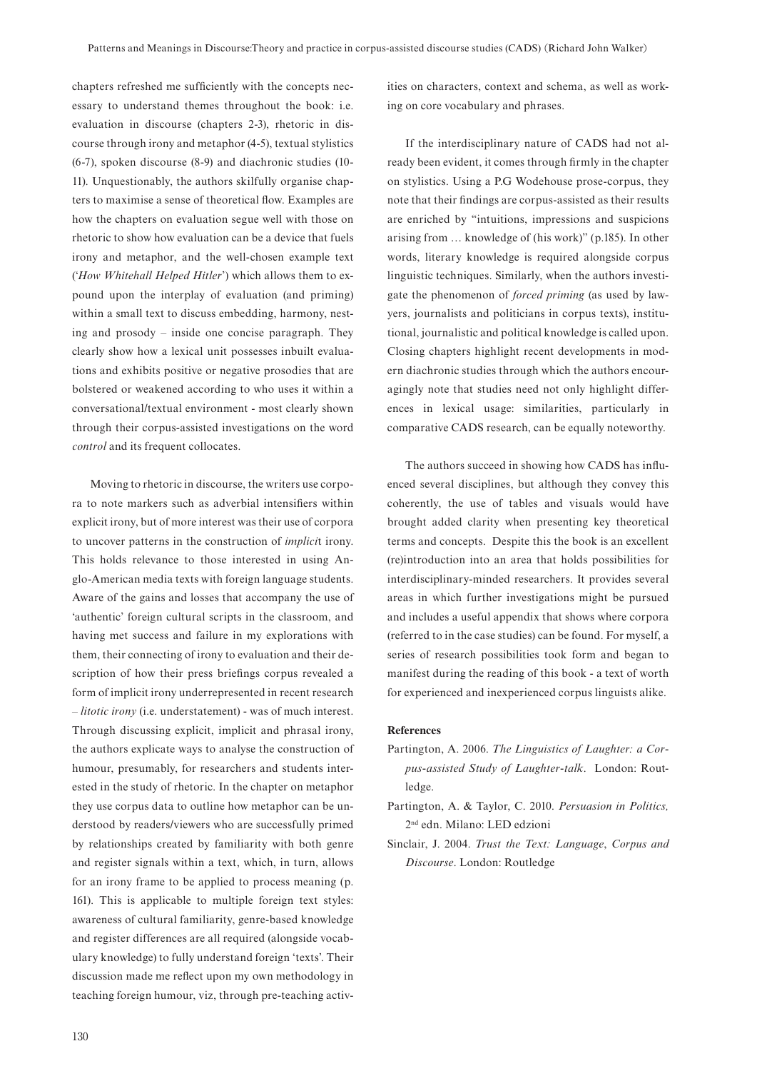chapters refreshed me sufficiently with the concepts necessary to understand themes throughout the book: i.e. evaluation in discourse (chapters 2-3), rhetoric in discourse through irony and metaphor (4-5), textual stylistics (6-7), spoken discourse (8-9) and diachronic studies (10-11). Unquestionably, the authors skilfully organise chapters to maximise a sense of theoretical flow. Examples are how the chapters on evaluation segue well with those on rhetoric to show how evaluation can be a device that fuels irony and metaphor, and the well-chosen example text ('*How Whitehall Helped Hitler*') which allows them to expound upon the interplay of evaluation (and priming) within a small text to discuss embedding, harmony, nesting and prosody – inside one concise paragraph. They clearly show how a lexical unit possesses inbuilt evaluations and exhibits positive or negative prosodies that are bolstered or weakened according to who uses it within a conversational/textual environment - most clearly shown through their corpus-assisted investigations on the word *control* and its frequent collocates.

Moving to rhetoric in discourse, the writers use corpora to note markers such as adverbial intensifiers within explicit irony, but of more interest was their use of corpora to uncover patterns in the construction of *implici*t irony. This holds relevance to those interested in using Anglo-American media texts with foreign language students. Aware of the gains and losses that accompany the use of 'authentic' foreign cultural scripts in the classroom, and having met success and failure in my explorations with them, their connecting of irony to evaluation and their description of how their press briefings corpus revealed a form of implicit irony underrepresented in recent research – *litotic irony* (i.e. understatement) - was of much interest. Through discussing explicit, implicit and phrasal irony, the authors explicate ways to analyse the construction of humour, presumably, for researchers and students interested in the study of rhetoric. In the chapter on metaphor they use corpus data to outline how metaphor can be understood by readers/viewers who are successfully primed by relationships created by familiarity with both genre and register signals within a text, which, in turn, allows for an irony frame to be applied to process meaning (p. 161). This is applicable to multiple foreign text styles: awareness of cultural familiarity, genre-based knowledge and register differences are all required (alongside vocabulary knowledge) to fully understand foreign 'texts'. Their discussion made me reflect upon my own methodology in teaching foreign humour, viz, through pre-teaching activities on characters, context and schema, as well as working on core vocabulary and phrases.

If the interdisciplinary nature of CADS had not already been evident, it comes through firmly in the chapter on stylistics. Using a P.G Wodehouse prose-corpus, they note that their findings are corpus-assisted as their results are enriched by "intuitions, impressions and suspicions arising from … knowledge of (his work)" (p.185). In other words, literary knowledge is required alongside corpus linguistic techniques. Similarly, when the authors investigate the phenomenon of *forced priming* (as used by lawyers, journalists and politicians in corpus texts), institutional, journalistic and political knowledge is called upon. Closing chapters highlight recent developments in modern diachronic studies through which the authors encouragingly note that studies need not only highlight differences in lexical usage: similarities, particularly in comparative CADS research, can be equally noteworthy.

The authors succeed in showing how CADS has influenced several disciplines, but although they convey this coherently, the use of tables and visuals would have brought added clarity when presenting key theoretical terms and concepts. Despite this the book is an excellent (re)introduction into an area that holds possibilities for interdisciplinary-minded researchers. It provides several areas in which further investigations might be pursued and includes a useful appendix that shows where corpora (referred to in the case studies) can be found. For myself, a series of research possibilities took form and began to manifest during the reading of this book - a text of worth for experienced and inexperienced corpus linguists alike.

**References**

Partington, A. 2006. *The Linguistics of Laughter: a Corpus-assisted Study of Laughter-talk*. London: Routledge.

Partington, A. & Taylor, C. 2010. *Persuasion in Politics,* 2nd edn. Milano: LED edzioni

Sinclair, J. 2004. *Trust the Text: Language, Corpus and Discourse*. London: Routledge